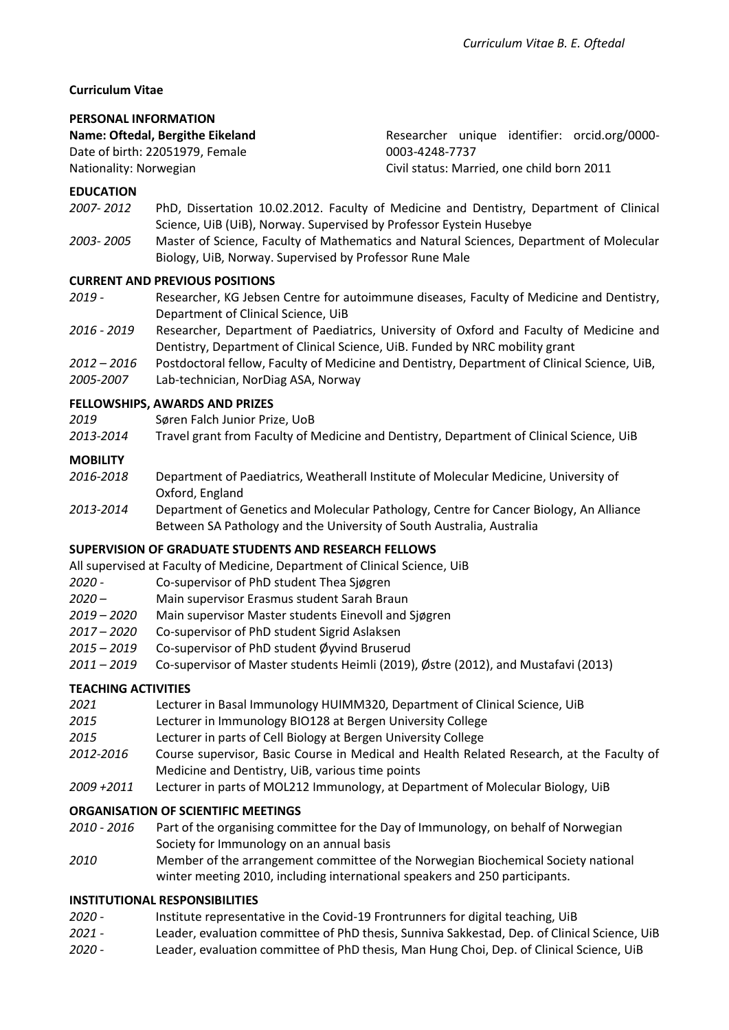**Curriculum Vitae**

## PERSONAL INFORMATION

**Name: Oftedal, Bergithe Eikeland**
Date of birth: 22051979, Female
Nationality: Norwegian
Researcher unique identifier: orcid.org/0000-0003-4248-7737
Civil status: Married, one child born 2011

## EDUCATION

*2007- 2012* PhD, Dissertation 10.02.2012. Faculty of Medicine and Dentistry, Department of Clinical Science, UiB (UiB), Norway. Supervised by Professor Eystein Husebye

*2003- 2005* Master of Science, Faculty of Mathematics and Natural Sciences, Department of Molecular Biology, UiB, Norway. Supervised by Professor Rune Male

## CURRENT AND PREVIOUS POSITIONS

*2019 -* Researcher, KG Jebsen Centre for autoimmune diseases, Faculty of Medicine and Dentistry, Department of Clinical Science, UiB

*2016 - 2019* Researcher, Department of Paediatrics, University of Oxford and Faculty of Medicine and Dentistry, Department of Clinical Science, UiB. Funded by NRC mobility grant

*2012 – 2016* Postdoctoral fellow, Faculty of Medicine and Dentistry, Department of Clinical Science, UiB,

*2005-2007* Lab-technician, NorDiag ASA, Norway

## FELLOWSHIPS, AWARDS AND PRIZES

*2019* Søren Falch Junior Prize, UoB

*2013-2014* Travel grant from Faculty of Medicine and Dentistry, Department of Clinical Science, UiB

## MOBILITY

*2016-2018* Department of Paediatrics, Weatherall Institute of Molecular Medicine, University of Oxford, England

*2013-2014* Department of Genetics and Molecular Pathology, Centre for Cancer Biology, An Alliance Between SA Pathology and the University of South Australia, Australia

## SUPERVISION OF GRADUATE STUDENTS AND RESEARCH FELLOWS

All supervised at Faculty of Medicine, Department of Clinical Science, UiB

*2020 -* Co-supervisor of PhD student Thea Sjøgren

*2020 –* Main supervisor Erasmus student Sarah Braun

*2019 – 2020* Main supervisor Master students Einevoll and Sjøgren

*2017 – 2020* Co-supervisor of PhD student Sigrid Aslaksen

*2015 – 2019* Co-supervisor of PhD student Øyvind Bruserud

*2011 – 2019* Co-supervisor of Master students Heimli (2019), Østre (2012), and Mustafavi (2013)

## TEACHING ACTIVITIES

*2021* Lecturer in Basal Immunology HUIMM320, Department of Clinical Science, UiB

*2015* Lecturer in Immunology BIO128 at Bergen University College

*2015* Lecturer in parts of Cell Biology at Bergen University College

*2012-2016* Course supervisor, Basic Course in Medical and Health Related Research, at the Faculty of Medicine and Dentistry, UiB, various time points

*2009 +2011* Lecturer in parts of MOL212 Immunology, at Department of Molecular Biology, UiB

## ORGANISATION OF SCIENTIFIC MEETINGS

*2010 - 2016* Part of the organising committee for the Day of Immunology, on behalf of Norwegian Society for Immunology on an annual basis

*2010* Member of the arrangement committee of the Norwegian Biochemical Society national winter meeting 2010, including international speakers and 250 participants.

## INSTITUTIONAL RESPONSIBILITIES

*2020 -* Institute representative in the Covid-19 Frontrunners for digital teaching, UiB

*2021 -* Leader, evaluation committee of PhD thesis, Sunniva Sakkestad, Dep. of Clinical Science, UiB

*2020 -* Leader, evaluation committee of PhD thesis, Man Hung Choi, Dep. of Clinical Science, UiB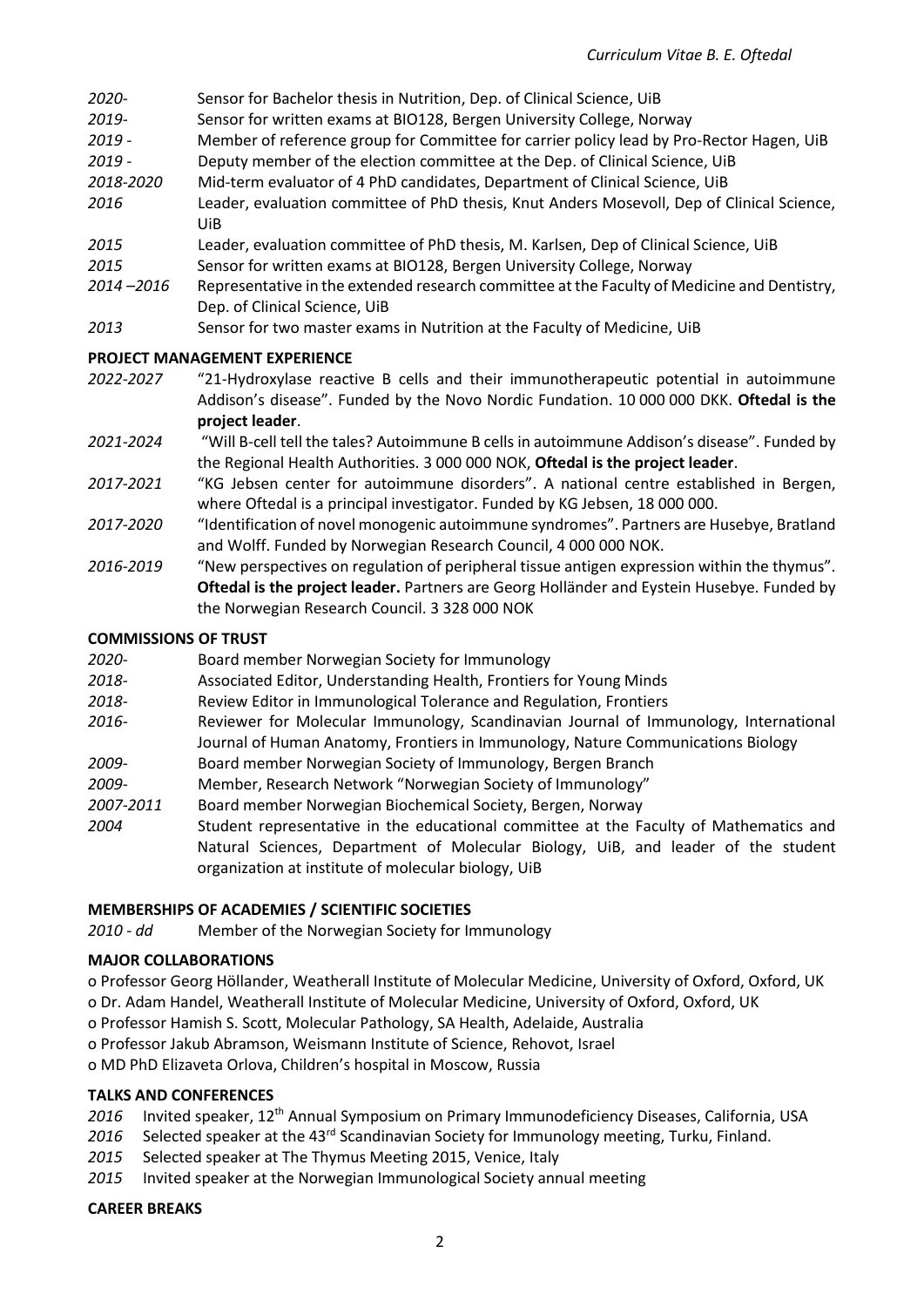*2020-* Sensor for Bachelor thesis in Nutrition, Dep. of Clinical Science, UiB

*2019-* Sensor for written exams at BIO128, Bergen University College, Norway

*2019 -* Member of reference group for Committee for carrier policy lead by Pro-Rector Hagen, UiB

*2019 -* Deputy member of the election committee at the Dep. of Clinical Science, UiB

*2018-2020* Mid-term evaluator of 4 PhD candidates, Department of Clinical Science, UiB

*2016* Leader, evaluation committee of PhD thesis, Knut Anders Mosevoll, Dep of Clinical Science, UiB

*2015* Leader, evaluation committee of PhD thesis, M. Karlsen, Dep of Clinical Science, UiB

*2015* Sensor for written exams at BIO128, Bergen University College, Norway

*2014 –2016* Representative in the extended research committee at the Faculty of Medicine and Dentistry, Dep. of Clinical Science, UiB

*2013* Sensor for two master exams in Nutrition at the Faculty of Medicine, UiB

**PROJECT MANAGEMENT EXPERIENCE**

*2022-2027* "21-Hydroxylase reactive B cells and their immunotherapeutic potential in autoimmune Addison's disease". Funded by the Novo Nordic Fundation. 10 000 000 DKK. **Oftedal is the project leader**.

*2021-2024* "Will B-cell tell the tales? Autoimmune B cells in autoimmune Addison's disease". Funded by the Regional Health Authorities. 3 000 000 NOK, **Oftedal is the project leader**.

*2017-2021* "KG Jebsen center for autoimmune disorders". A national centre established in Bergen, where Oftedal is a principal investigator. Funded by KG Jebsen, 18 000 000.

*2017-2020* "Identification of novel monogenic autoimmune syndromes". Partners are Husebye, Bratland and Wolff. Funded by Norwegian Research Council, 4 000 000 NOK.

*2016-2019* "New perspectives on regulation of peripheral tissue antigen expression within the thymus". **Oftedal is the project leader.** Partners are Georg Holländer and Eystein Husebye. Funded by the Norwegian Research Council. 3 328 000 NOK

**COMMISSIONS OF TRUST**

*2020-* Board member Norwegian Society for Immunology

*2018-* Associated Editor, Understanding Health, Frontiers for Young Minds

*2018-* Review Editor in Immunological Tolerance and Regulation, Frontiers

*2016-* Reviewer for Molecular Immunology, Scandinavian Journal of Immunology, International Journal of Human Anatomy, Frontiers in Immunology, Nature Communications Biology

*2009-* Board member Norwegian Society of Immunology, Bergen Branch

*2009-* Member, Research Network "Norwegian Society of Immunology"

*2007-2011* Board member Norwegian Biochemical Society, Bergen, Norway

*2004* Student representative in the educational committee at the Faculty of Mathematics and Natural Sciences, Department of Molecular Biology, UiB, and leader of the student organization at institute of molecular biology, UiB

**MEMBERSHIPS OF ACADEMIES / SCIENTIFIC SOCIETIES**

*2010 - dd* Member of the Norwegian Society for Immunology

**MAJOR COLLABORATIONS**

- Professor Georg Höllander, Weatherall Institute of Molecular Medicine, University of Oxford, Oxford, UK
- Dr. Adam Handel, Weatherall Institute of Molecular Medicine, University of Oxford, Oxford, UK
- Professor Hamish S. Scott, Molecular Pathology, SA Health, Adelaide, Australia
- Professor Jakub Abramson, Weismann Institute of Science, Rehovot, Israel
- MD PhD Elizaveta Orlova, Children's hospital in Moscow, Russia

**TALKS AND CONFERENCES**

*2016* Invited speaker, 12th Annual Symposium on Primary Immunodeficiency Diseases, California, USA

*2016* Selected speaker at the 43rd Scandinavian Society for Immunology meeting, Turku, Finland.

*2015* Selected speaker at The Thymus Meeting 2015, Venice, Italy

*2015* Invited speaker at the Norwegian Immunological Society annual meeting

**CAREER BREAKS**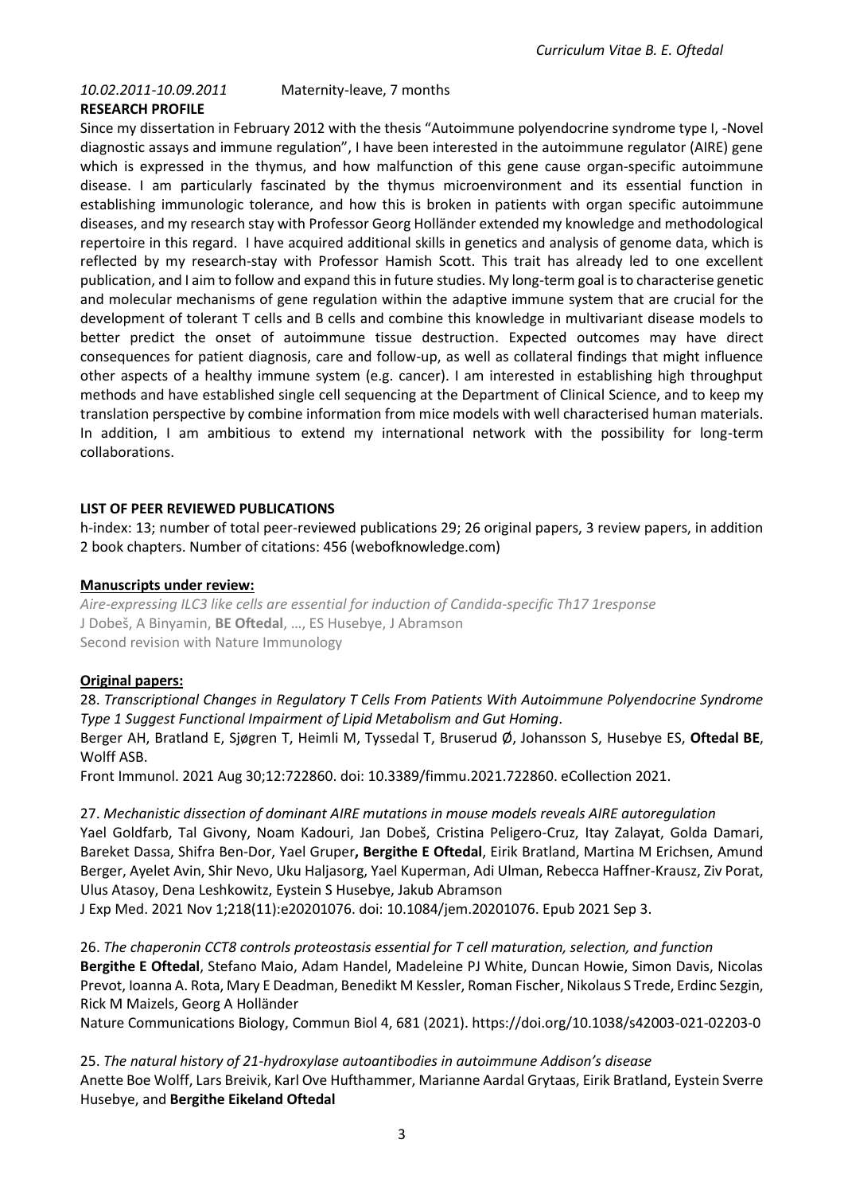*10.02.2011-10.09.2011* Maternity-leave, 7 months

**RESEARCH PROFILE**

Since my dissertation in February 2012 with the thesis "Autoimmune polyendocrine syndrome type I, -Novel diagnostic assays and immune regulation", I have been interested in the autoimmune regulator (AIRE) gene which is expressed in the thymus, and how malfunction of this gene cause organ-specific autoimmune disease. I am particularly fascinated by the thymus microenvironment and its essential function in establishing immunologic tolerance, and how this is broken in patients with organ specific autoimmune diseases, and my research stay with Professor Georg Holländer extended my knowledge and methodological repertoire in this regard. I have acquired additional skills in genetics and analysis of genome data, which is reflected by my research-stay with Professor Hamish Scott. This trait has already led to one excellent publication, and I aim to follow and expand this in future studies. My long-term goal is to characterise genetic and molecular mechanisms of gene regulation within the adaptive immune system that are crucial for the development of tolerant T cells and B cells and combine this knowledge in multivariant disease models to better predict the onset of autoimmune tissue destruction. Expected outcomes may have direct consequences for patient diagnosis, care and follow-up, as well as collateral findings that might influence other aspects of a healthy immune system (e.g. cancer). I am interested in establishing high throughput methods and have established single cell sequencing at the Department of Clinical Science, and to keep my translation perspective by combine information from mice models with well characterised human materials. In addition, I am ambitious to extend my international network with the possibility for long-term collaborations.

**LIST OF PEER REVIEWED PUBLICATIONS**

h-index: 13; number of total peer-reviewed publications 29; 26 original papers, 3 review papers, in addition 2 book chapters. Number of citations: 456 (webofknowledge.com)

**Manuscripts under review:**

*Aire-expressing ILC3 like cells are essential for induction of Candida-specific Th17 1response*
J Dobeš, A Binyamin, **BE Oftedal**, …, ES Husebye, J Abramson
Second revision with Nature Immunology

**Original papers:**

28. *Transcriptional Changes in Regulatory T Cells From Patients With Autoimmune Polyendocrine Syndrome Type 1 Suggest Functional Impairment of Lipid Metabolism and Gut Homing*.
Berger AH, Bratland E, Sjøgren T, Heimli M, Tyssedal T, Bruserud Ø, Johansson S, Husebye ES, **Oftedal BE**, Wolff ASB.
Front Immunol. 2021 Aug 30;12:722860. doi: 10.3389/fimmu.2021.722860. eCollection 2021.

27. *Mechanistic dissection of dominant AIRE mutations in mouse models reveals AIRE autoregulation*
Yael Goldfarb, Tal Givony, Noam Kadouri, Jan Dobeš, Cristina Peligero-Cruz, Itay Zalayat, Golda Damari, Bareket Dassa, Shifra Ben-Dor, Yael Gruper**, Bergithe E Oftedal**, Eirik Bratland, Martina M Erichsen, Amund Berger, Ayelet Avin, Shir Nevo, Uku Haljasorg, Yael Kuperman, Adi Ulman, Rebecca Haffner-Krausz, Ziv Porat, Ulus Atasoy, Dena Leshkowitz, Eystein S Husebye, Jakub Abramson
J Exp Med. 2021 Nov 1;218(11):e20201076. doi: 10.1084/jem.20201076. Epub 2021 Sep 3.

26. *The chaperonin CCT8 controls proteostasis essential for T cell maturation, selection, and function*
**Bergithe E Oftedal**, Stefano Maio, Adam Handel, Madeleine PJ White, Duncan Howie, Simon Davis, Nicolas Prevot, Ioanna A. Rota, Mary E Deadman, Benedikt M Kessler, Roman Fischer, Nikolaus S Trede, Erdinc Sezgin, Rick M Maizels, Georg A Holländer
Nature Communications Biology, Commun Biol 4, 681 (2021). https://doi.org/10.1038/s42003-021-02203-0

25. *The natural history of 21-hydroxylase autoantibodies in autoimmune Addison's disease*
Anette Boe Wolff, Lars Breivik, Karl Ove Hufthammer, Marianne Aardal Grytaas, Eirik Bratland, Eystein Sverre Husebye, and **Bergithe Eikeland Oftedal**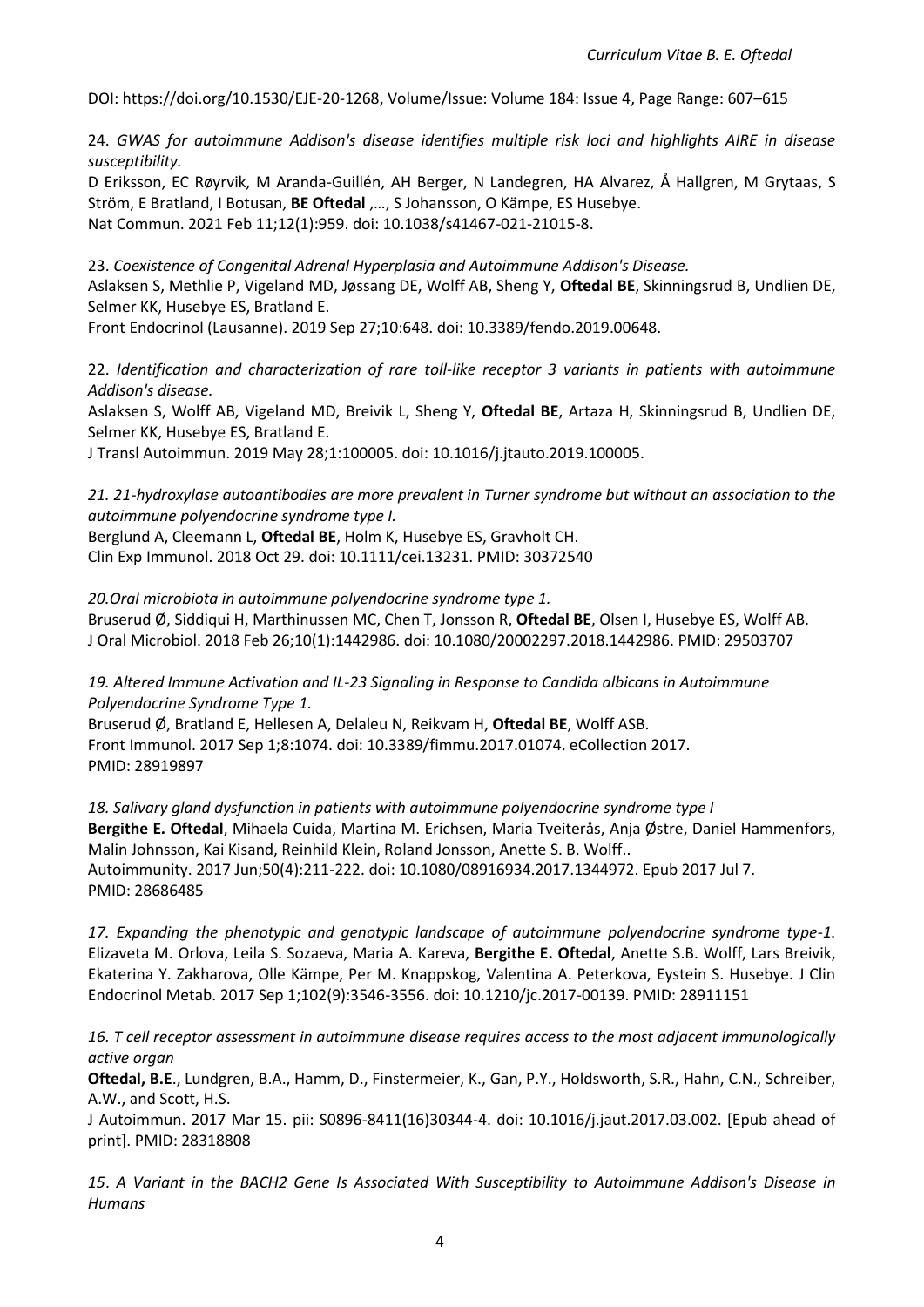DOI: https://doi.org/10.1530/EJE-20-1268, Volume/Issue: Volume 184: Issue 4, Page Range: 607–615

24. *GWAS for autoimmune Addison's disease identifies multiple risk loci and highlights AIRE in disease susceptibility.*
D Eriksson, EC Røyrvik, M Aranda-Guillén, AH Berger, N Landegren, HA Alvarez, Å Hallgren, M Grytaas, S Ström, E Bratland, I Botusan, **BE Oftedal** ,…, S Johansson, O Kämpe, ES Husebye.
Nat Commun. 2021 Feb 11;12(1):959. doi: 10.1038/s41467-021-21015-8.

23. *Coexistence of Congenital Adrenal Hyperplasia and Autoimmune Addison's Disease.*
Aslaksen S, Methlie P, Vigeland MD, Jøssang DE, Wolff AB, Sheng Y, **Oftedal BE**, Skinningsrud B, Undlien DE, Selmer KK, Husebye ES, Bratland E.
Front Endocrinol (Lausanne). 2019 Sep 27;10:648. doi: 10.3389/fendo.2019.00648.

22. *Identification and characterization of rare toll-like receptor 3 variants in patients with autoimmune Addison's disease.*
Aslaksen S, Wolff AB, Vigeland MD, Breivik L, Sheng Y, **Oftedal BE**, Artaza H, Skinningsrud B, Undlien DE, Selmer KK, Husebye ES, Bratland E.
J Transl Autoimmun. 2019 May 28;1:100005. doi: 10.1016/j.jtauto.2019.100005.

*21. 21-hydroxylase autoantibodies are more prevalent in Turner syndrome but without an association to the autoimmune polyendocrine syndrome type I.*
Berglund A, Cleemann L, **Oftedal BE**, Holm K, Husebye ES, Gravholt CH.
Clin Exp Immunol. 2018 Oct 29. doi: 10.1111/cei.13231. PMID: 30372540

*20.Oral microbiota in autoimmune polyendocrine syndrome type 1.*
Bruserud Ø, Siddiqui H, Marthinussen MC, Chen T, Jonsson R, **Oftedal BE**, Olsen I, Husebye ES, Wolff AB.
J Oral Microbiol. 2018 Feb 26;10(1):1442986. doi: 10.1080/20002297.2018.1442986. PMID: 29503707

*19. Altered Immune Activation and IL-23 Signaling in Response to Candida albicans in Autoimmune Polyendocrine Syndrome Type 1.*
Bruserud Ø, Bratland E, Hellesen A, Delaleu N, Reikvam H, **Oftedal BE**, Wolff ASB.
Front Immunol. 2017 Sep 1;8:1074. doi: 10.3389/fimmu.2017.01074. eCollection 2017.
PMID: 28919897

*18. Salivary gland dysfunction in patients with autoimmune polyendocrine syndrome type I*
**Bergithe E. Oftedal**, Mihaela Cuida, Martina M. Erichsen, Maria Tveiterås, Anja Østre, Daniel Hammenfors, Malin Johnsson, Kai Kisand, Reinhild Klein, Roland Jonsson, Anette S. B. Wolff..
Autoimmunity. 2017 Jun;50(4):211-222. doi: 10.1080/08916934.2017.1344972. Epub 2017 Jul 7.
PMID: 28686485

*17. Expanding the phenotypic and genotypic landscape of autoimmune polyendocrine syndrome type-1.*
Elizaveta M. Orlova, Leila S. Sozaeva, Maria A. Kareva, **Bergithe E. Oftedal**, Anette S.B. Wolff, Lars Breivik, Ekaterina Y. Zakharova, Olle Kämpe, Per M. Knappskog, Valentina A. Peterkova, Eystein S. Husebye. J Clin Endocrinol Metab. 2017 Sep 1;102(9):3546-3556. doi: 10.1210/jc.2017-00139. PMID: 28911151

*16. T cell receptor assessment in autoimmune disease requires access to the most adjacent immunologically active organ*
**Oftedal, B.E**., Lundgren, B.A., Hamm, D., Finstermeier, K., Gan, P.Y., Holdsworth, S.R., Hahn, C.N., Schreiber, A.W., and Scott, H.S.
J Autoimmun. 2017 Mar 15. pii: S0896-8411(16)30344-4. doi: 10.1016/j.jaut.2017.03.002. [Epub ahead of print]. PMID: 28318808

*15. A Variant in the BACH2 Gene Is Associated With Susceptibility to Autoimmune Addison's Disease in Humans*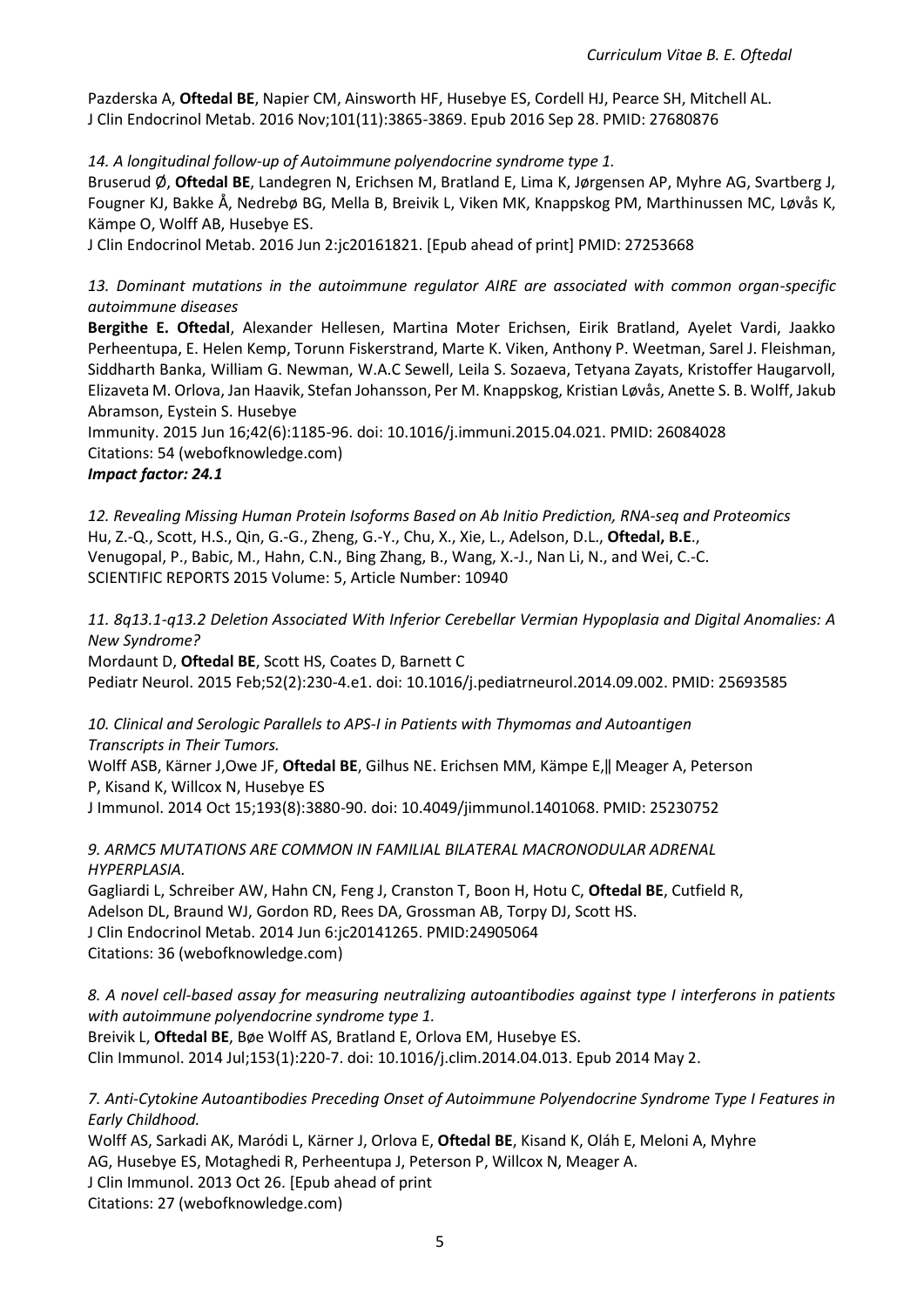Pazderska A, **Oftedal BE**, Napier CM, Ainsworth HF, Husebye ES, Cordell HJ, Pearce SH, Mitchell AL. J Clin Endocrinol Metab. 2016 Nov;101(11):3865-3869. Epub 2016 Sep 28. PMID: 27680876

*14. A longitudinal follow-up of Autoimmune polyendocrine syndrome type 1.*
Bruserud Ø, **Oftedal BE**, Landegren N, Erichsen M, Bratland E, Lima K, Jørgensen AP, Myhre AG, Svartberg J, Fougner KJ, Bakke Å, Nedrebø BG, Mella B, Breivik L, Viken MK, Knappskog PM, Marthinussen MC, Løvås K, Kämpe O, Wolff AB, Husebye ES.
J Clin Endocrinol Metab. 2016 Jun 2:jc20161821. [Epub ahead of print] PMID: 27253668

*13. Dominant mutations in the autoimmune regulator AIRE are associated with common organ-specific autoimmune diseases*
**Bergithe E. Oftedal**, Alexander Hellesen, Martina Moter Erichsen, Eirik Bratland, Ayelet Vardi, Jaakko Perheentupa, E. Helen Kemp, Torunn Fiskerstrand, Marte K. Viken, Anthony P. Weetman, Sarel J. Fleishman, Siddharth Banka, William G. Newman, W.A.C Sewell, Leila S. Sozaeva, Tetyana Zayats, Kristoffer Haugarvoll, Elizaveta M. Orlova, Jan Haavik, Stefan Johansson, Per M. Knappskog, Kristian Løvås, Anette S. B. Wolff, Jakub Abramson, Eystein S. Husebye
Immunity. 2015 Jun 16;42(6):1185-96. doi: 10.1016/j.immuni.2015.04.021. PMID: 26084028
Citations: 54 (webofknowledge.com)
***Impact factor: 24.1***

*12. Revealing Missing Human Protein Isoforms Based on Ab Initio Prediction, RNA-seq and Proteomics*
Hu, Z.-Q., Scott, H.S., Qin, G.-G., Zheng, G.-Y., Chu, X., Xie, L., Adelson, D.L., **Oftedal, B.E.**, Venugopal, P., Babic, M., Hahn, C.N., Bing Zhang, B., Wang, X.-J., Nan Li, N., and Wei, C.-C.
SCIENTIFIC REPORTS 2015 Volume: 5, Article Number: 10940

*11. 8q13.1-q13.2 Deletion Associated With Inferior Cerebellar Vermian Hypoplasia and Digital Anomalies: A New Syndrome?*
Mordaunt D, **Oftedal BE**, Scott HS, Coates D, Barnett C
Pediatr Neurol. 2015 Feb;52(2):230-4.e1. doi: 10.1016/j.pediatrneurol.2014.09.002. PMID: 25693585

*10. Clinical and Serologic Parallels to APS-I in Patients with Thymomas and Autoantigen Transcripts in Their Tumors.*
Wolff ASB, Kärner J,Owe JF, **Oftedal BE**, Gilhus NE. Erichsen MM, Kämpe E,‖ Meager A, Peterson P, Kisand K, Willcox N, Husebye ES
J Immunol. 2014 Oct 15;193(8):3880-90. doi: 10.4049/jimmunol.1401068. PMID: 25230752

*9. ARMC5 MUTATIONS ARE COMMON IN FAMILIAL BILATERAL MACRONODULAR ADRENAL HYPERPLASIA.*
Gagliardi L, Schreiber AW, Hahn CN, Feng J, Cranston T, Boon H, Hotu C, **Oftedal BE**, Cutfield R, Adelson DL, Braund WJ, Gordon RD, Rees DA, Grossman AB, Torpy DJ, Scott HS.
J Clin Endocrinol Metab. 2014 Jun 6:jc20141265. PMID:24905064
Citations: 36 (webofknowledge.com)

*8. A novel cell-based assay for measuring neutralizing autoantibodies against type I interferons in patients with autoimmune polyendocrine syndrome type 1.*
Breivik L, **Oftedal BE**, Bøe Wolff AS, Bratland E, Orlova EM, Husebye ES.
Clin Immunol. 2014 Jul;153(1):220-7. doi: 10.1016/j.clim.2014.04.013. Epub 2014 May 2.

*7. Anti-Cytokine Autoantibodies Preceding Onset of Autoimmune Polyendocrine Syndrome Type I Features in Early Childhood.*
Wolff AS, Sarkadi AK, Maródi L, Kärner J, Orlova E, **Oftedal BE**, Kisand K, Oláh E, Meloni A, Myhre AG, Husebye ES, Motaghedi R, Perheentupa J, Peterson P, Willcox N, Meager A.
J Clin Immunol. 2013 Oct 26. [Epub ahead of print
Citations: 27 (webofknowledge.com)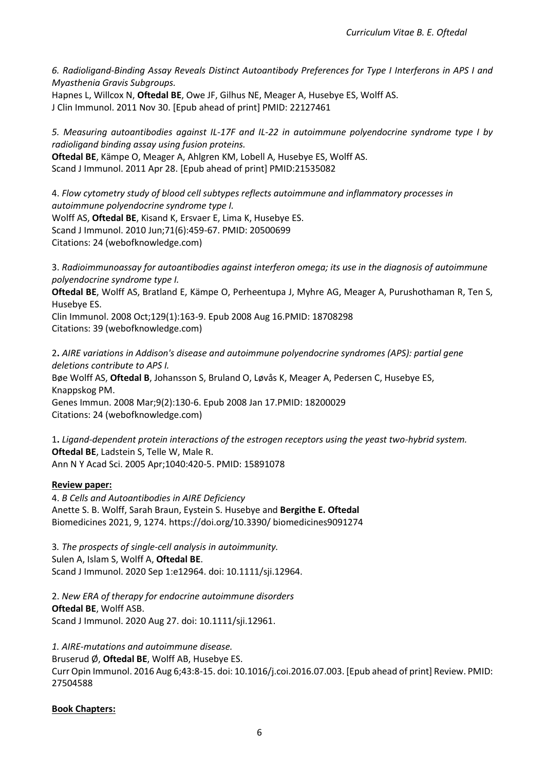*6. Radioligand-Binding Assay Reveals Distinct Autoantibody Preferences for Type I Interferons in APS I and Myasthenia Gravis Subgroups.*
Hapnes L, Willcox N, **Oftedal BE**, Owe JF, Gilhus NE, Meager A, Husebye ES, Wolff AS.
J Clin Immunol. 2011 Nov 30. [Epub ahead of print] PMID: 22127461

*5. Measuring autoantibodies against IL-17F and IL-22 in autoimmune polyendocrine syndrome type I by radioligand binding assay using fusion proteins.*
**Oftedal BE**, Kämpe O, Meager A, Ahlgren KM, Lobell A, Husebye ES, Wolff AS.
Scand J Immunol. 2011 Apr 28. [Epub ahead of print] PMID:21535082

4. *Flow cytometry study of blood cell subtypes reflects autoimmune and inflammatory processes in autoimmune polyendocrine syndrome type I.*
Wolff AS, **Oftedal BE**, Kisand K, Ersvaer E, Lima K, Husebye ES.
Scand J Immunol. 2010 Jun;71(6):459-67. PMID: 20500699
Citations: 24 (webofknowledge.com)

3. *Radioimmunoassay for autoantibodies against interferon omega; its use in the diagnosis of autoimmune polyendocrine syndrome type I.*
**Oftedal BE**, Wolff AS, Bratland E, Kämpe O, Perheentupa J, Myhre AG, Meager A, Purushothaman R, Ten S, Husebye ES.
Clin Immunol. 2008 Oct;129(1):163-9. Epub 2008 Aug 16.PMID: 18708298
Citations: 39 (webofknowledge.com)

2**.** *AIRE variations in Addison's disease and autoimmune polyendocrine syndromes (APS): partial gene deletions contribute to APS I.*
Bøe Wolff AS, **Oftedal B**, Johansson S, Bruland O, Løvås K, Meager A, Pedersen C, Husebye ES, Knappskog PM.
Genes Immun. 2008 Mar;9(2):130-6. Epub 2008 Jan 17.PMID: 18200029
Citations: 24 (webofknowledge.com)

1**.** *Ligand-dependent protein interactions of the estrogen receptors using the yeast two-hybrid system.*
**Oftedal BE**, Ladstein S, Telle W, Male R.
Ann N Y Acad Sci. 2005 Apr;1040:420-5. PMID: 15891078

**Review paper:**

4. *B Cells and Autoantibodies in AIRE Deficiency*
Anette S. B. Wolff, Sarah Braun, Eystein S. Husebye and **Bergithe E. Oftedal**
Biomedicines 2021, 9, 1274. https://doi.org/10.3390/ biomedicines9091274

3*. The prospects of single-cell analysis in autoimmunity.*
Sulen A, Islam S, Wolff A, **Oftedal BE**.
Scand J Immunol. 2020 Sep 1:e12964. doi: 10.1111/sji.12964.

2. *New ERA of therapy for endocrine autoimmune disorders*
**Oftedal BE**, Wolff ASB.
Scand J Immunol. 2020 Aug 27. doi: 10.1111/sji.12961.

*1. AIRE-mutations and autoimmune disease.*
Bruserud Ø, **Oftedal BE**, Wolff AB, Husebye ES.
Curr Opin Immunol. 2016 Aug 6;43:8-15. doi: 10.1016/j.coi.2016.07.003. [Epub ahead of print] Review. PMID: 27504588

**Book Chapters:**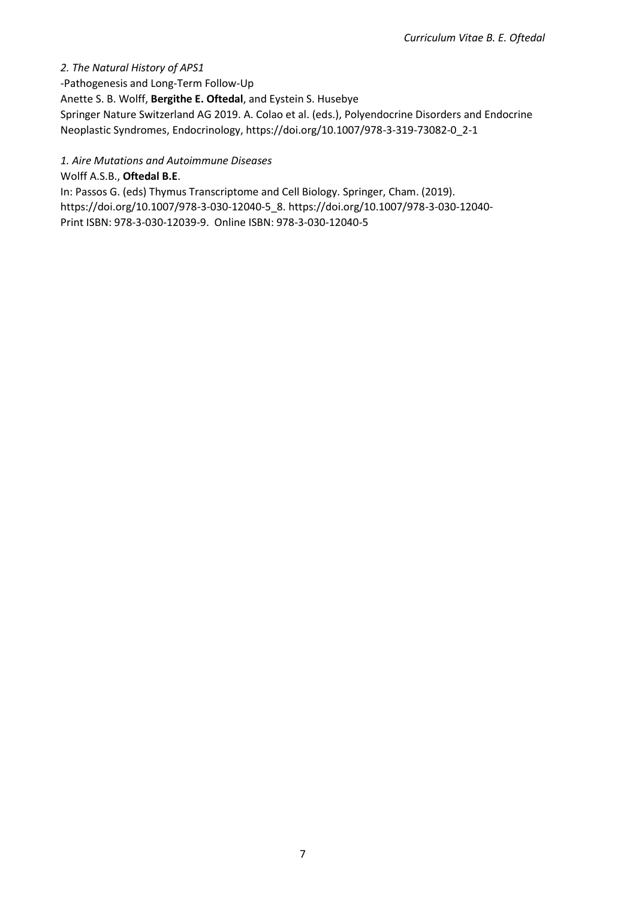*2. The Natural History of APS1*

-Pathogenesis and Long-Term Follow-Up

Anette S. B. Wolff, **Bergithe E. Oftedal**, and Eystein S. Husebye

Springer Nature Switzerland AG 2019. A. Colao et al. (eds.), Polyendocrine Disorders and Endocrine Neoplastic Syndromes, Endocrinology, https://doi.org/10.1007/978-3-319-73082-0_2-1

*1. Aire Mutations and Autoimmune Diseases*

Wolff A.S.B., **Oftedal B.E**.

In: Passos G. (eds) Thymus Transcriptome and Cell Biology. Springer, Cham. (2019). https://doi.org/10.1007/978-3-030-12040-5_8. https://doi.org/10.1007/978-3-030-12040-

Print ISBN: 978-3-030-12039-9. Online ISBN: 978-3-030-12040-5